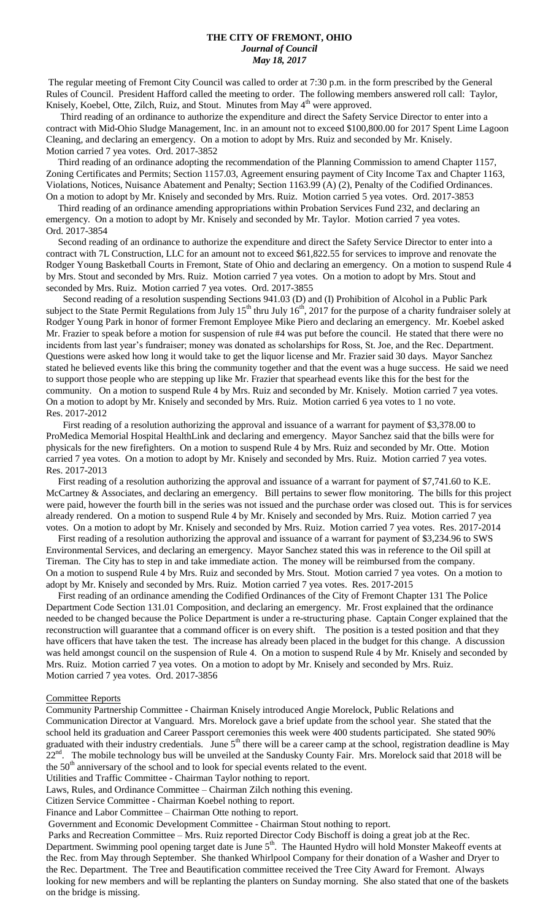# THE CITY OF FREMONT, OHIO

*Journal of Council*

*May 18, 2017*

The regular meeting of Fremont City Council was called to order at 7:30 p.m. in the form prescribed by the General Rules of Council. President Hafford called the meeting to order. The following members answered roll call: Taylor, Knisely, Koebel, Otte, Zilch, Ruiz, and Stout. Minutes from May 4th were approved.

Third reading of an ordinance to authorize the expenditure and direct the Safety Service Director to enter into a contract with Mid-Ohio Sludge Management, Inc. in an amount not to exceed $100,800.00 for 2017 Spent Lime Lagoon Cleaning, and declaring an emergency. On a motion to adopt by Mrs. Ruiz and seconded by Mr. Knisely. Motion carried 7 yea votes. Ord. 2017-3852

Third reading of an ordinance adopting the recommendation of the Planning Commission to amend Chapter 1157, Zoning Certificates and Permits; Section 1157.03, Agreement ensuring payment of City Income Tax and Chapter 1163, Violations, Notices, Nuisance Abatement and Penalty; Section 1163.99 (A) (2), Penalty of the Codified Ordinances. On a motion to adopt by Mr. Knisely and seconded by Mrs. Ruiz. Motion carried 5 yea votes. Ord. 2017-3853

Third reading of an ordinance amending appropriations within Probation Services Fund 232, and declaring an emergency. On a motion to adopt by Mr. Knisely and seconded by Mr. Taylor. Motion carried 7 yea votes. Ord. 2017-3854

Second reading of an ordinance to authorize the expenditure and direct the Safety Service Director to enter into a contract with 7L Construction, LLC for an amount not to exceed $61,822.55 for services to improve and renovate the Rodger Young Basketball Courts in Fremont, State of Ohio and declaring an emergency. On a motion to suspend Rule 4 by Mrs. Stout and seconded by Mrs. Ruiz. Motion carried 7 yea votes. On a motion to adopt by Mrs. Stout and seconded by Mrs. Ruiz. Motion carried 7 yea votes. Ord. 2017-3855

Second reading of a resolution suspending Sections 941.03 (D) and (I) Prohibition of Alcohol in a Public Park subject to the State Permit Regulations from July 15th thru July 16th, 2017 for the purpose of a charity fundraiser solely at Rodger Young Park in honor of former Fremont Employee Mike Piero and declaring an emergency. Mr. Koebel asked Mr. Frazier to speak before a motion for suspension of rule #4 was put before the council. He stated that there were no incidents from last year's fundraiser; money was donated as scholarships for Ross, St. Joe, and the Rec. Department. Questions were asked how long it would take to get the liquor license and Mr. Frazier said 30 days. Mayor Sanchez stated he believed events like this bring the community together and that the event was a huge success. He said we need to support those people who are stepping up like Mr. Frazier that spearhead events like this for the best for the community. On a motion to suspend Rule 4 by Mrs. Ruiz and seconded by Mr. Knisely. Motion carried 7 yea votes. On a motion to adopt by Mr. Knisely and seconded by Mrs. Ruiz. Motion carried 6 yea votes to 1 no vote. Res. 2017-2012

First reading of a resolution authorizing the approval and issuance of a warrant for payment of $3,378.00 to ProMedica Memorial Hospital HealthLink and declaring and emergency. Mayor Sanchez said that the bills were for physicals for the new firefighters. On a motion to suspend Rule 4 by Mrs. Ruiz and seconded by Mr. Otte. Motion carried 7 yea votes. On a motion to adopt by Mr. Knisely and seconded by Mrs. Ruiz. Motion carried 7 yea votes. Res. 2017-2013

First reading of a resolution authorizing the approval and issuance of a warrant for payment of $7,741.60 to K.E. McCartney & Associates, and declaring an emergency. Bill pertains to sewer flow monitoring. The bills for this project were paid, however the fourth bill in the series was not issued and the purchase order was closed out. This is for services already rendered. On a motion to suspend Rule 4 by Mr. Knisely and seconded by Mrs. Ruiz. Motion carried 7 yea votes. On a motion to adopt by Mr. Knisely and seconded by Mrs. Ruiz. Motion carried 7 yea votes. Res. 2017-2014

First reading of a resolution authorizing the approval and issuance of a warrant for payment of $3,234.96 to SWS Environmental Services, and declaring an emergency. Mayor Sanchez stated this was in reference to the Oil spill at Tireman. The City has to step in and take immediate action. The money will be reimbursed from the company. On a motion to suspend Rule 4 by Mrs. Ruiz and seconded by Mrs. Stout. Motion carried 7 yea votes. On a motion to adopt by Mr. Knisely and seconded by Mrs. Ruiz. Motion carried 7 yea votes. Res. 2017-2015

First reading of an ordinance amending the Codified Ordinances of the City of Fremont Chapter 131 The Police Department Code Section 131.01 Composition, and declaring an emergency. Mr. Frost explained that the ordinance needed to be changed because the Police Department is under a re-structuring phase. Captain Conger explained that the reconstruction will guarantee that a command officer is on every shift. The position is a tested position and that they have officers that have taken the test. The increase has already been placed in the budget for this change. A discussion was held amongst council on the suspension of Rule 4. On a motion to suspend Rule 4 by Mr. Knisely and seconded by Mrs. Ruiz. Motion carried 7 yea votes. On a motion to adopt by Mr. Knisely and seconded by Mrs. Ruiz. Motion carried 7 yea votes. Ord. 2017-3856

## Committee Reports

Community Partnership Committee - Chairman Knisely introduced Angie Morelock, Public Relations and Communication Director at Vanguard. Mrs. Morelock gave a brief update from the school year. She stated that the school held its graduation and Career Passport ceremonies this week were 400 students participated. She stated 90% graduated with their industry credentials. June 5th there will be a career camp at the school, registration deadline is May 22nd. The mobile technology bus will be unveiled at the Sandusky County Fair. Mrs. Morelock said that 2018 will be the 50th anniversary of the school and to look for special events related to the event.

Utilities and Traffic Committee - Chairman Taylor nothing to report.

Laws, Rules, and Ordinance Committee – Chairman Zilch nothing this evening.

Citizen Service Committee - Chairman Koebel nothing to report.

Finance and Labor Committee – Chairman Otte nothing to report.

Government and Economic Development Committee - Chairman Stout nothing to report.

Parks and Recreation Committee – Mrs. Ruiz reported Director Cody Bischoff is doing a great job at the Rec. Department. Swimming pool opening target date is June 5th. The Haunted Hydro will hold Monster Makeoff events at the Rec. from May through September. She thanked Whirlpool Company for their donation of a Washer and Dryer to the Rec. Department. The Tree and Beautification committee received the Tree City Award for Fremont. Always looking for new members and will be replanting the planters on Sunday morning. She also stated that one of the baskets on the bridge is missing.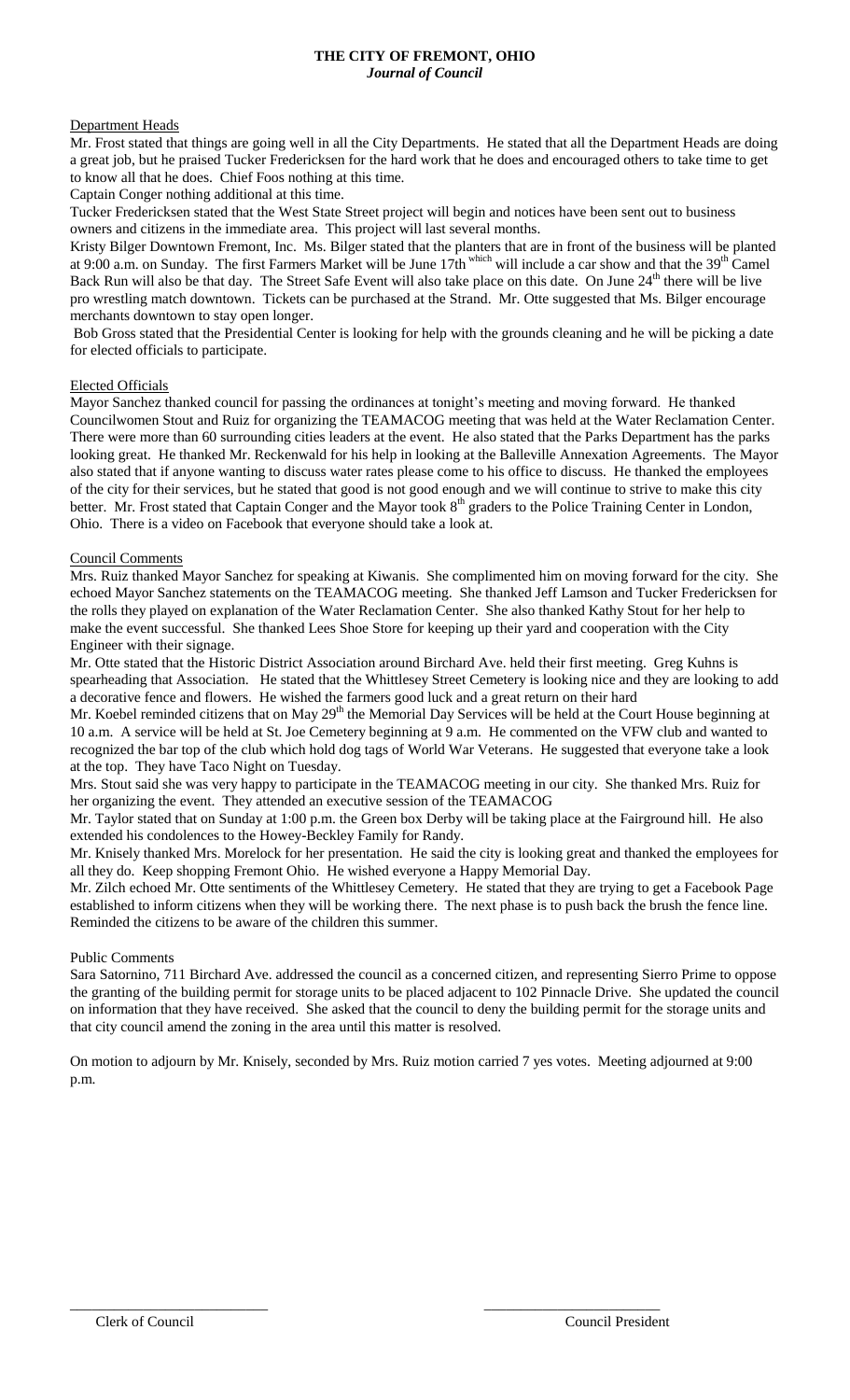**THE CITY OF FREMONT, OHIO**
***Journal of Council***

Department Heads

Mr. Frost stated that things are going well in all the City Departments. He stated that all the Department Heads are doing a great job, but he praised Tucker Fredericksen for the hard work that he does and encouraged others to take time to get to know all that he does. Chief Foos nothing at this time.

Captain Conger nothing additional at this time.

Tucker Fredericksen stated that the West State Street project will begin and notices have been sent out to business owners and citizens in the immediate area. This project will last several months.

Kristy Bilger Downtown Fremont, Inc. Ms. Bilger stated that the planters that are in front of the business will be planted at 9:00 a.m. on Sunday. The first Farmers Market will be June 17th [which] will include a car show and that the 39[th] Camel Back Run will also be that day. The Street Safe Event will also take place on this date. On June 24[th] there will be live pro wrestling match downtown. Tickets can be purchased at the Strand. Mr. Otte suggested that Ms. Bilger encourage merchants downtown to stay open longer.

Bob Gross stated that the Presidential Center is looking for help with the grounds cleaning and he will be picking a date for elected officials to participate.

Elected Officials

Mayor Sanchez thanked council for passing the ordinances at tonight's meeting and moving forward. He thanked Councilwomen Stout and Ruiz for organizing the TEAMACOG meeting that was held at the Water Reclamation Center. There were more than 60 surrounding cities leaders at the event. He also stated that the Parks Department has the parks looking great. He thanked Mr. Reckenwald for his help in looking at the Balleville Annexation Agreements. The Mayor also stated that if anyone wanting to discuss water rates please come to his office to discuss. He thanked the employees of the city for their services, but he stated that good is not good enough and we will continue to strive to make this city better. Mr. Frost stated that Captain Conger and the Mayor took 8[th] graders to the Police Training Center in London, Ohio. There is a video on Facebook that everyone should take a look at.

Council Comments

Mrs. Ruiz thanked Mayor Sanchez for speaking at Kiwanis. She complimented him on moving forward for the city. She echoed Mayor Sanchez statements on the TEAMACOG meeting. She thanked Jeff Lamson and Tucker Fredericksen for the rolls they played on explanation of the Water Reclamation Center. She also thanked Kathy Stout for her help to make the event successful. She thanked Lees Shoe Store for keeping up their yard and cooperation with the City Engineer with their signage.

Mr. Otte stated that the Historic District Association around Birchard Ave. held their first meeting. Greg Kuhns is spearheading that Association. He stated that the Whittlesey Street Cemetery is looking nice and they are looking to add a decorative fence and flowers. He wished the farmers good luck and a great return on their hard

Mr. Koebel reminded citizens that on May 29[th] the Memorial Day Services will be held at the Court House beginning at 10 a.m. A service will be held at St. Joe Cemetery beginning at 9 a.m. He commented on the VFW club and wanted to recognized the bar top of the club which hold dog tags of World War Veterans. He suggested that everyone take a look at the top. They have Taco Night on Tuesday.

Mrs. Stout said she was very happy to participate in the TEAMACOG meeting in our city. She thanked Mrs. Ruiz for her organizing the event. They attended an executive session of the TEAMACOG

Mr. Taylor stated that on Sunday at 1:00 p.m. the Green box Derby will be taking place at the Fairground hill. He also extended his condolences to the Howey-Beckley Family for Randy.

Mr. Knisely thanked Mrs. Morelock for her presentation. He said the city is looking great and thanked the employees for all they do. Keep shopping Fremont Ohio. He wished everyone a Happy Memorial Day.

Mr. Zilch echoed Mr. Otte sentiments of the Whittlesey Cemetery. He stated that they are trying to get a Facebook Page established to inform citizens when they will be working there. The next phase is to push back the brush the fence line. Reminded the citizens to be aware of the children this summer.

Public Comments

Sara Satornino, 711 Birchard Ave. addressed the council as a concerned citizen, and representing Sierro Prime to oppose the granting of the building permit for storage units to be placed adjacent to 102 Pinnacle Drive. She updated the council on information that they have received. She asked that the council to deny the building permit for the storage units and that city council amend the zoning in the area until this matter is resolved.

On motion to adjourn by Mr. Knisely, seconded by Mrs. Ruiz motion carried 7 yes votes. Meeting adjourned at 9:00 p.m.

\_\_\_\_\_\_\_\_\_\_\_\_\_\_\_\_\_\_\_\_\_\_\_\_\_\_\_ \_\_\_\_\_\_\_\_\_\_\_\_\_\_\_\_\_\_\_\_\_\_\_\_\_\_\_

Clerk of Council Council President